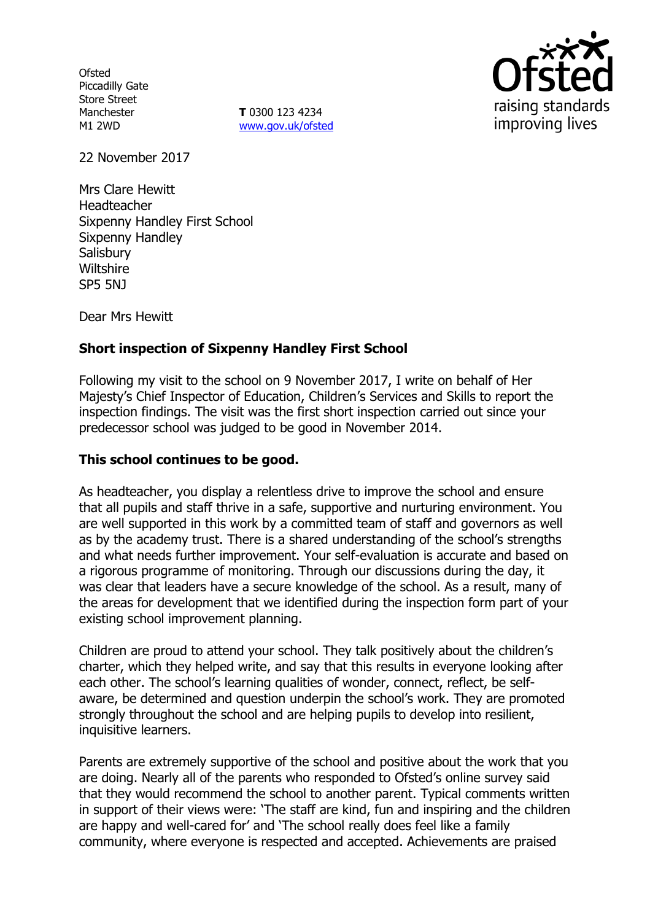Ofsted
Piccadilly Gate
Store Street
Manchester
M1 2WD

**T** 0300 123 4234
www.gov.uk/ofsted

raising standards
improving lives

22 November 2017

Mrs Clare Hewitt
Headteacher
Sixpenny Handley First School
Sixpenny Handley
Salisbury
Wiltshire
SP5 5NJ

Dear Mrs Hewitt

**Short inspection of Sixpenny Handley First School**

Following my visit to the school on 9 November 2017, I write on behalf of Her Majesty's Chief Inspector of Education, Children's Services and Skills to report the inspection findings. The visit was the first short inspection carried out since your predecessor school was judged to be good in November 2014.

**This school continues to be good.**

As headteacher, you display a relentless drive to improve the school and ensure that all pupils and staff thrive in a safe, supportive and nurturing environment. You are well supported in this work by a committed team of staff and governors as well as by the academy trust. There is a shared understanding of the school's strengths and what needs further improvement. Your self-evaluation is accurate and based on a rigorous programme of monitoring. Through our discussions during the day, it was clear that leaders have a secure knowledge of the school. As a result, many of the areas for development that we identified during the inspection form part of your existing school improvement planning.

Children are proud to attend your school. They talk positively about the children's charter, which they helped write, and say that this results in everyone looking after each other. The school's learning qualities of wonder, connect, reflect, be self-aware, be determined and question underpin the school's work. They are promoted strongly throughout the school and are helping pupils to develop into resilient, inquisitive learners.

Parents are extremely supportive of the school and positive about the work that you are doing. Nearly all of the parents who responded to Ofsted's online survey said that they would recommend the school to another parent. Typical comments written in support of their views were: 'The staff are kind, fun and inspiring and the children are happy and well-cared for' and 'The school really does feel like a family community, where everyone is respected and accepted. Achievements are praised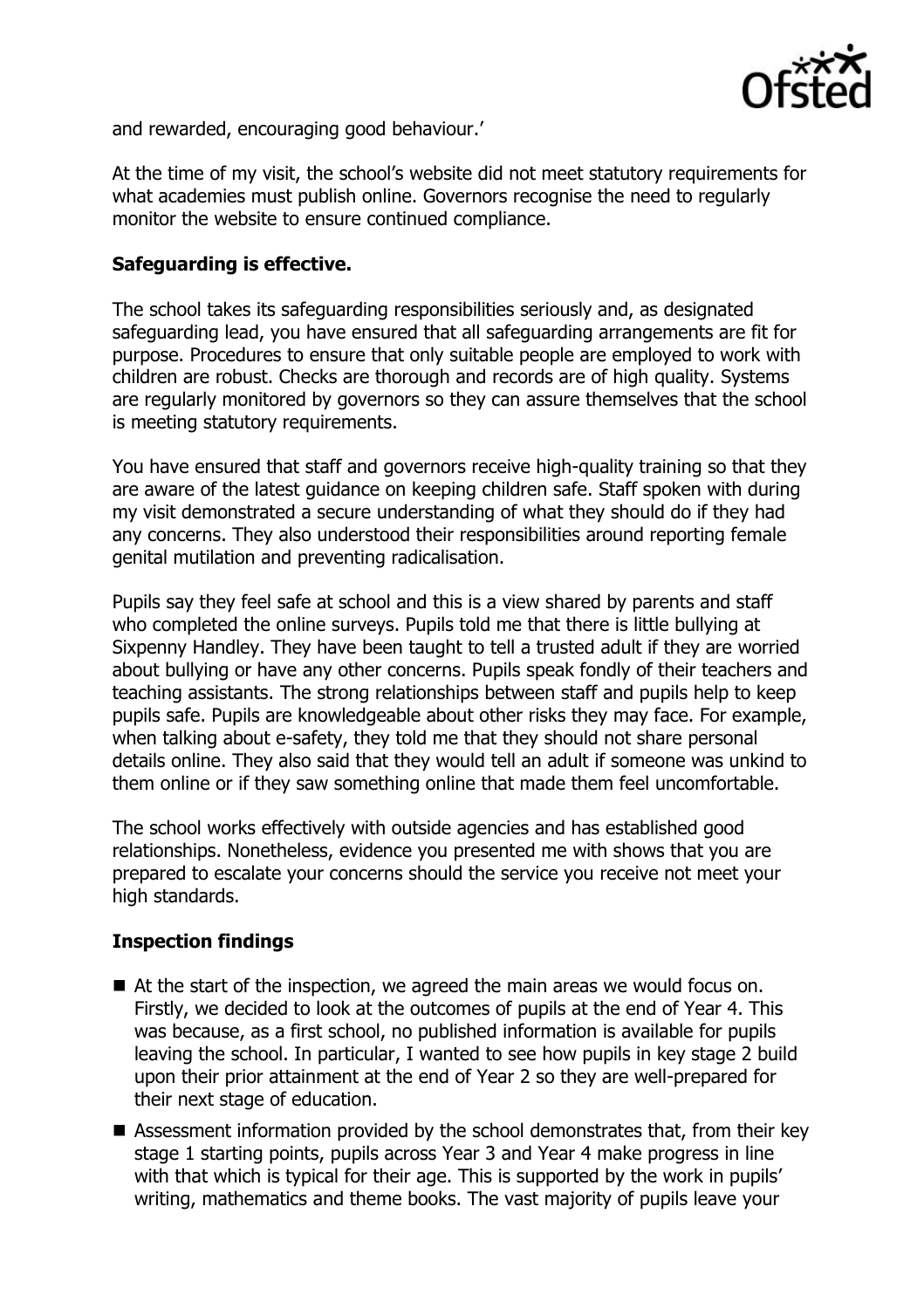and rewarded, encouraging good behaviour.'

At the time of my visit, the school's website did not meet statutory requirements for what academies must publish online. Governors recognise the need to regularly monitor the website to ensure continued compliance.

**Safeguarding is effective.**

The school takes its safeguarding responsibilities seriously and, as designated safeguarding lead, you have ensured that all safeguarding arrangements are fit for purpose. Procedures to ensure that only suitable people are employed to work with children are robust. Checks are thorough and records are of high quality. Systems are regularly monitored by governors so they can assure themselves that the school is meeting statutory requirements.

You have ensured that staff and governors receive high-quality training so that they are aware of the latest guidance on keeping children safe. Staff spoken with during my visit demonstrated a secure understanding of what they should do if they had any concerns. They also understood their responsibilities around reporting female genital mutilation and preventing radicalisation.

Pupils say they feel safe at school and this is a view shared by parents and staff who completed the online surveys. Pupils told me that there is little bullying at Sixpenny Handley. They have been taught to tell a trusted adult if they are worried about bullying or have any other concerns. Pupils speak fondly of their teachers and teaching assistants. The strong relationships between staff and pupils help to keep pupils safe. Pupils are knowledgeable about other risks they may face. For example, when talking about e-safety, they told me that they should not share personal details online. They also said that they would tell an adult if someone was unkind to them online or if they saw something online that made them feel uncomfortable.

The school works effectively with outside agencies and has established good relationships. Nonetheless, evidence you presented me with shows that you are prepared to escalate your concerns should the service you receive not meet your high standards.

**Inspection findings**

- At the start of the inspection, we agreed the main areas we would focus on. Firstly, we decided to look at the outcomes of pupils at the end of Year 4. This was because, as a first school, no published information is available for pupils leaving the school. In particular, I wanted to see how pupils in key stage 2 build upon their prior attainment at the end of Year 2 so they are well-prepared for their next stage of education.
- Assessment information provided by the school demonstrates that, from their key stage 1 starting points, pupils across Year 3 and Year 4 make progress in line with that which is typical for their age. This is supported by the work in pupils' writing, mathematics and theme books. The vast majority of pupils leave your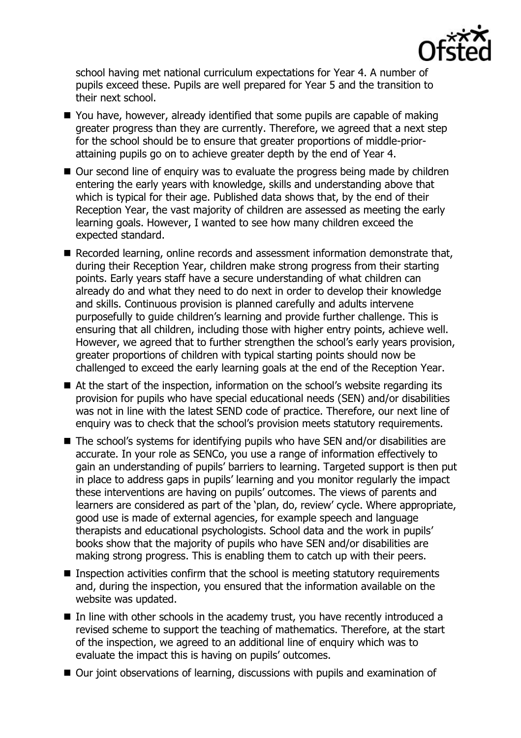school having met national curriculum expectations for Year 4. A number of pupils exceed these. Pupils are well prepared for Year 5 and the transition to their next school.

- You have, however, already identified that some pupils are capable of making greater progress than they are currently. Therefore, we agreed that a next step for the school should be to ensure that greater proportions of middle-prior-attaining pupils go on to achieve greater depth by the end of Year 4.
- Our second line of enquiry was to evaluate the progress being made by children entering the early years with knowledge, skills and understanding above that which is typical for their age. Published data shows that, by the end of their Reception Year, the vast majority of children are assessed as meeting the early learning goals. However, I wanted to see how many children exceed the expected standard.
- Recorded learning, online records and assessment information demonstrate that, during their Reception Year, children make strong progress from their starting points. Early years staff have a secure understanding of what children can already do and what they need to do next in order to develop their knowledge and skills. Continuous provision is planned carefully and adults intervene purposefully to guide children's learning and provide further challenge. This is ensuring that all children, including those with higher entry points, achieve well. However, we agreed that to further strengthen the school's early years provision, greater proportions of children with typical starting points should now be challenged to exceed the early learning goals at the end of the Reception Year.
- At the start of the inspection, information on the school's website regarding its provision for pupils who have special educational needs (SEN) and/or disabilities was not in line with the latest SEND code of practice. Therefore, our next line of enquiry was to check that the school's provision meets statutory requirements.
- The school's systems for identifying pupils who have SEN and/or disabilities are accurate. In your role as SENCo, you use a range of information effectively to gain an understanding of pupils' barriers to learning. Targeted support is then put in place to address gaps in pupils' learning and you monitor regularly the impact these interventions are having on pupils' outcomes. The views of parents and learners are considered as part of the 'plan, do, review' cycle. Where appropriate, good use is made of external agencies, for example speech and language therapists and educational psychologists. School data and the work in pupils' books show that the majority of pupils who have SEN and/or disabilities are making strong progress. This is enabling them to catch up with their peers.
- Inspection activities confirm that the school is meeting statutory requirements and, during the inspection, you ensured that the information available on the website was updated.
- In line with other schools in the academy trust, you have recently introduced a revised scheme to support the teaching of mathematics. Therefore, at the start of the inspection, we agreed to an additional line of enquiry which was to evaluate the impact this is having on pupils' outcomes.
- Our joint observations of learning, discussions with pupils and examination of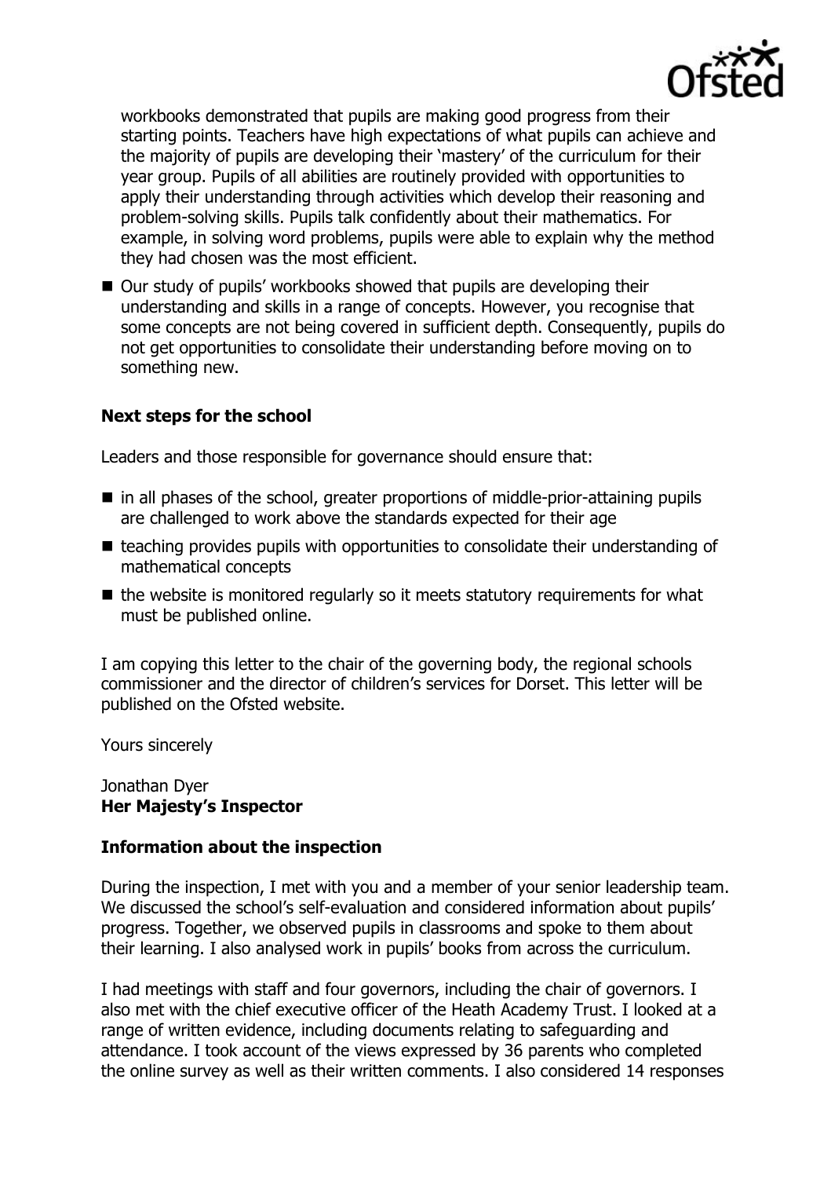workbooks demonstrated that pupils are making good progress from their starting points. Teachers have high expectations of what pupils can achieve and the majority of pupils are developing their 'mastery' of the curriculum for their year group. Pupils of all abilities are routinely provided with opportunities to apply their understanding through activities which develop their reasoning and problem-solving skills. Pupils talk confidently about their mathematics. For example, in solving word problems, pupils were able to explain why the method they had chosen was the most efficient.

- Our study of pupils' workbooks showed that pupils are developing their understanding and skills in a range of concepts. However, you recognise that some concepts are not being covered in sufficient depth. Consequently, pupils do not get opportunities to consolidate their understanding before moving on to something new.

**Next steps for the school**

Leaders and those responsible for governance should ensure that:

- in all phases of the school, greater proportions of middle-prior-attaining pupils are challenged to work above the standards expected for their age
- teaching provides pupils with opportunities to consolidate their understanding of mathematical concepts
- the website is monitored regularly so it meets statutory requirements for what must be published online.

I am copying this letter to the chair of the governing body, the regional schools commissioner and the director of children's services for Dorset. This letter will be published on the Ofsted website.

Yours sincerely

Jonathan Dyer
**Her Majesty's Inspector**

**Information about the inspection**

During the inspection, I met with you and a member of your senior leadership team. We discussed the school's self-evaluation and considered information about pupils' progress. Together, we observed pupils in classrooms and spoke to them about their learning. I also analysed work in pupils' books from across the curriculum.

I had meetings with staff and four governors, including the chair of governors. I also met with the chief executive officer of the Heath Academy Trust. I looked at a range of written evidence, including documents relating to safeguarding and attendance. I took account of the views expressed by 36 parents who completed the online survey as well as their written comments. I also considered 14 responses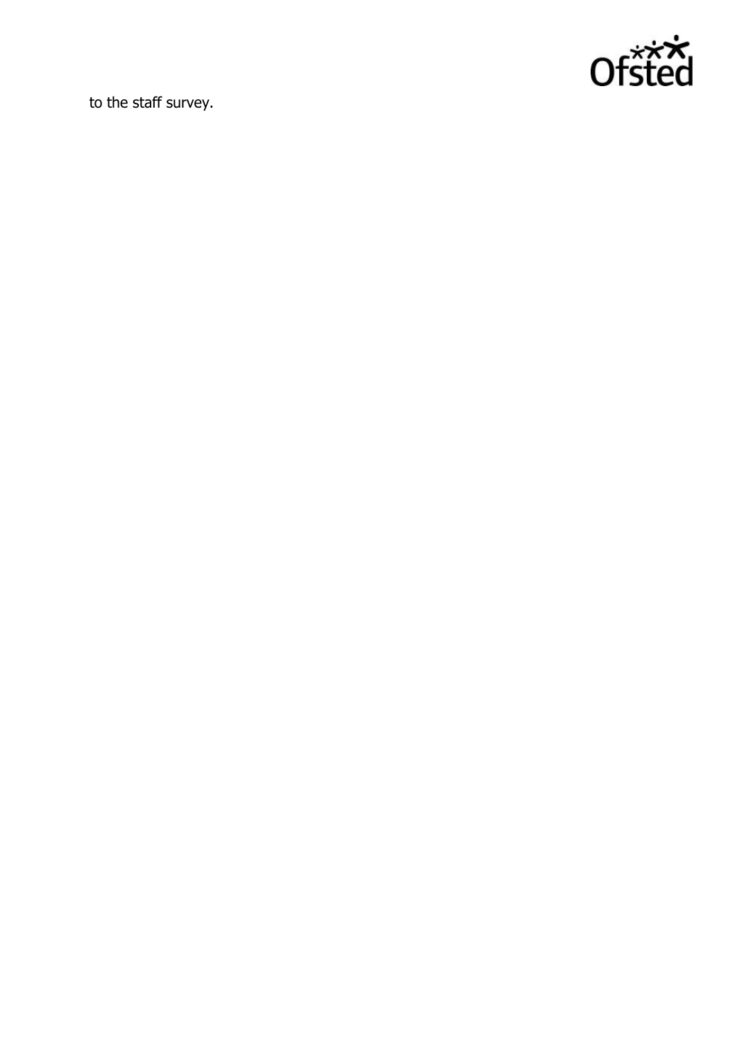to the staff survey.